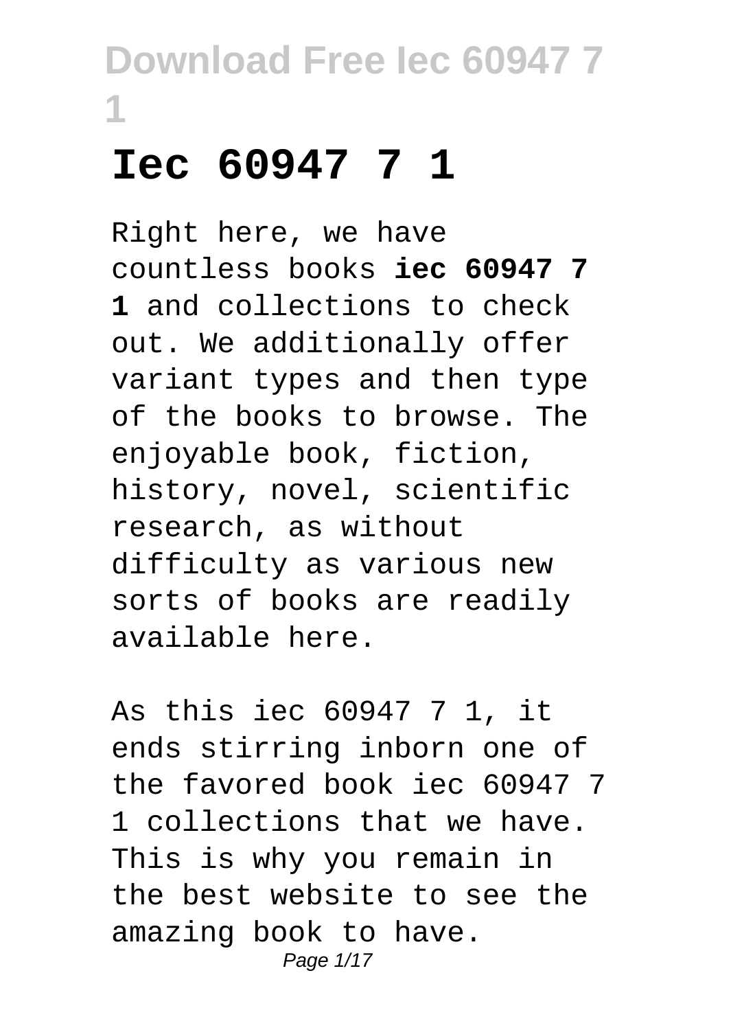# Iec 60947 7 1

Right here, we have countless books **iec 60947 7 1** and collections to check out. We additionally offer variant types and then type of the books to browse. The enjoyable book, fiction, history, novel, scientific research, as without difficulty as various new sorts of books are readily available here.

As this iec 60947 7 1, it ends stirring inborn one of the favored book iec 60947 7 1 collections that we have. This is why you remain in the best website to see the amazing book to have.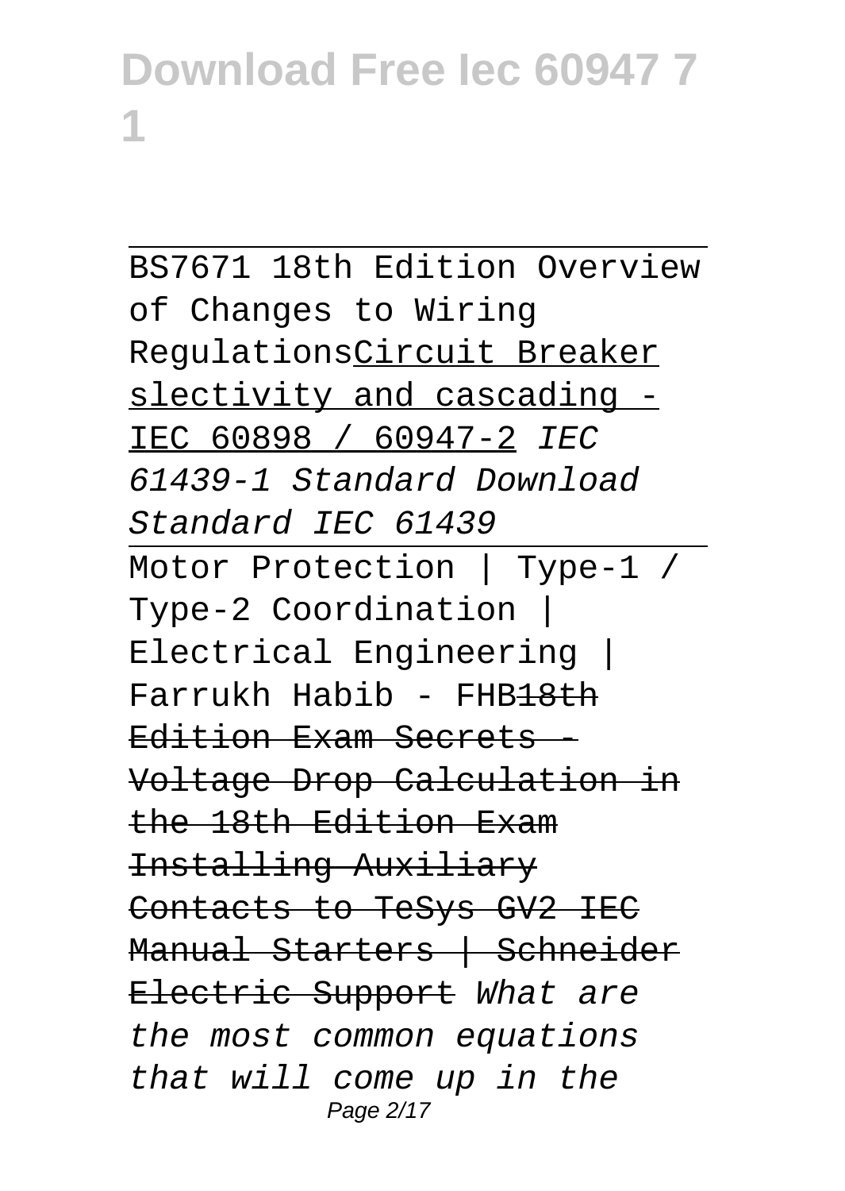# Download Free Iec 60947 7 1

BS7671 18th Edition Overview of Changes to Wiring RegulationsCircuit Breaker slectivity and cascading - IEC 60898 / 60947-2 *IEC 61439-1 Standard Download Standard IEC 61439*

Motor Protection | Type-1 / Type-2 Coordination | Electrical Engineering | Farrukh Habib - FHB~~18th Edition Exam Secrets - Voltage Drop Calculation in the 18th Edition Exam~~ ~~Installing Auxiliary Contacts to TeSys GV2 IEC Manual Starters | Schneider Electric Support~~ *What are the most common equations that will come up in the*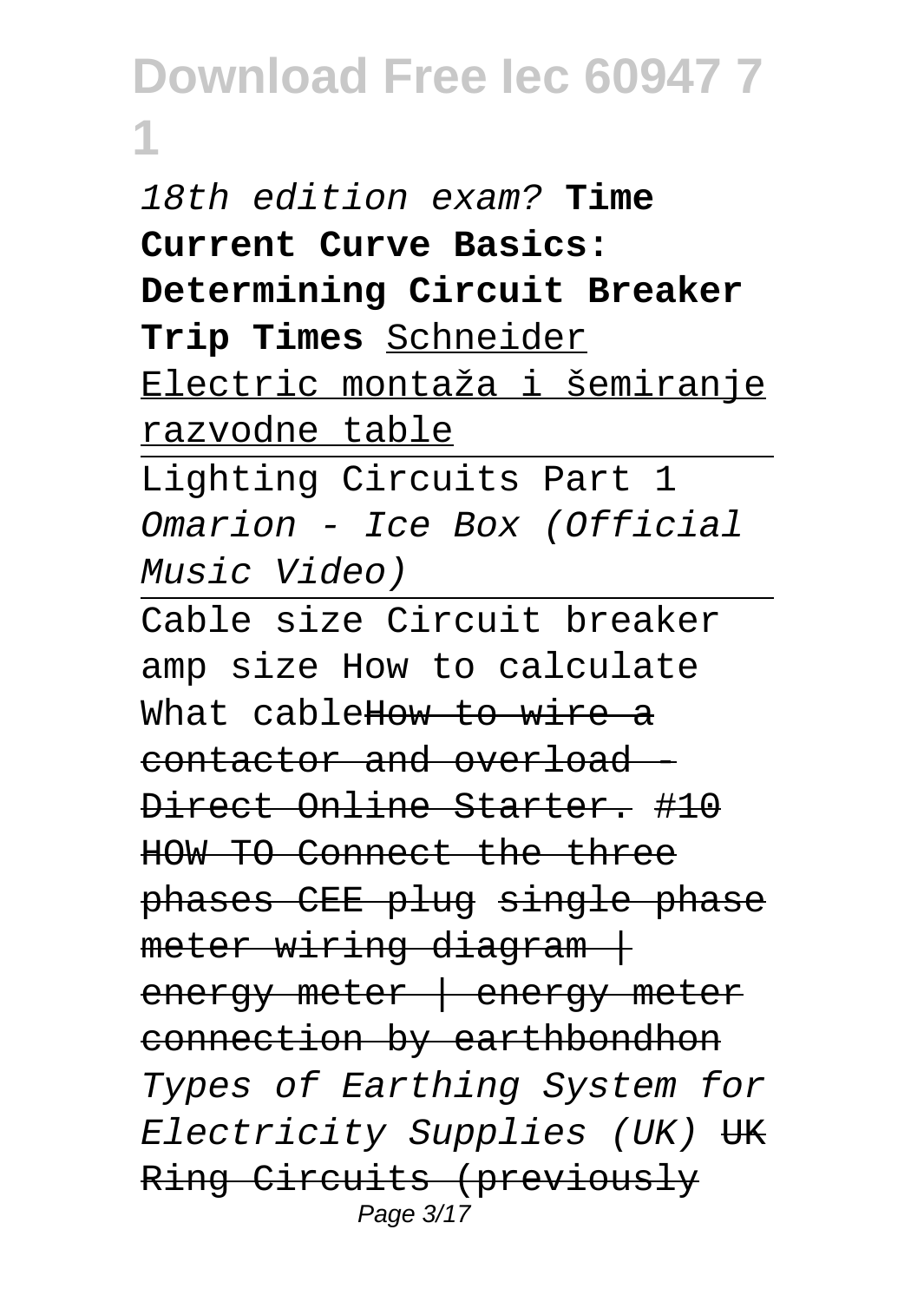*18th edition exam?* **Time Current Curve Basics: Determining Circuit Breaker Trip Times** Schneider Electric montaža i šemiranje razvodne table

Lighting Circuits Part 1 *Omarion - Ice Box (Official Music Video)*

Cable size Circuit breaker amp size How to calculate What cable~~How to wire a contactor and overload - Direct Online Starter.~~ ~~#10 HOW TO Connect the three phases CEE plug~~ ~~single phase meter wiring diagram | energy meter | energy meter connection by earthbondhon~~ *Types of Earthing System for Electricity Supplies (UK)* ~~UK Ring Circuits (previously~~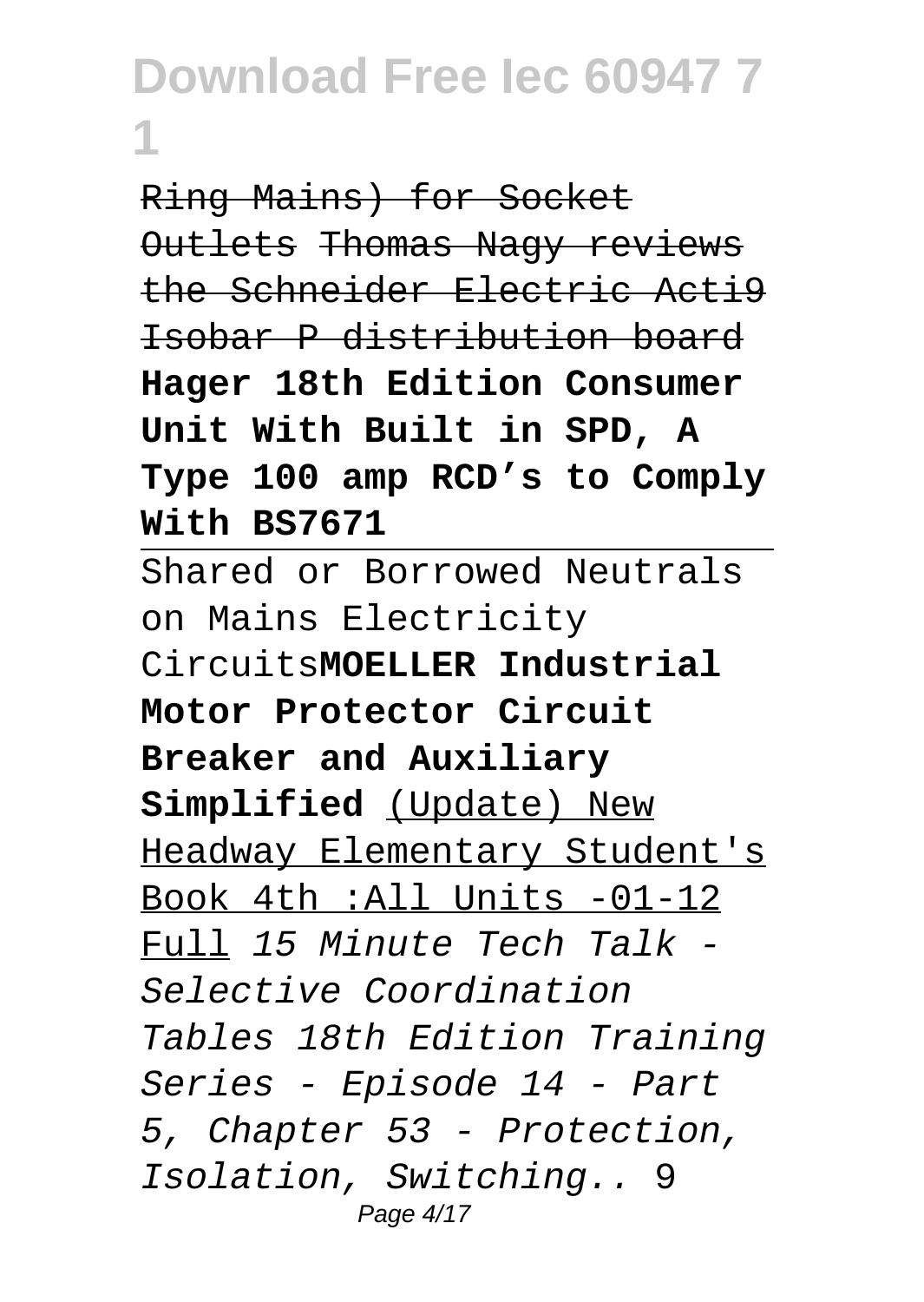Ring Mains) for Socket Outlets Thomas Nagy reviews the Schneider Electric Acti9 Isobar P distribution board **Hager 18th Edition Consumer Unit With Built in SPD, A Type 100 amp RCD's to Comply With BS7671**

Shared or Borrowed Neutrals on Mains Electricity Circuits**MOELLER Industrial Motor Protector Circuit Breaker and Auxiliary Simplified** (Update) New Headway Elementary Student's Book 4th :All Units -01-12 Full *15 Minute Tech Talk - Selective Coordination Tables 18th Edition Training Series - Episode 14 - Part 5, Chapter 53 - Protection, Isolation, Switching..* 9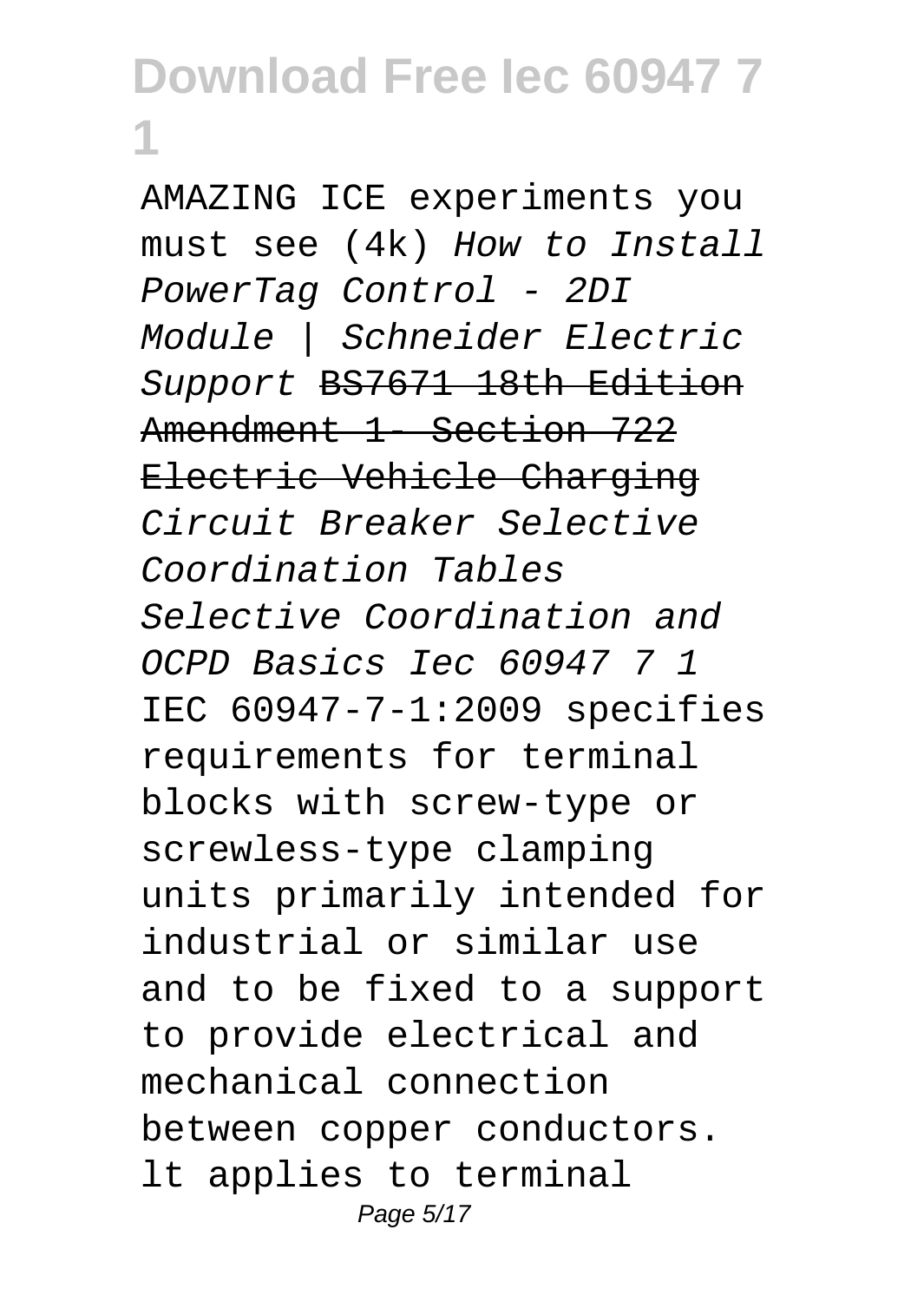# Download Free Iec 60947 7 1

AMAZING ICE experiments you must see (4k) *How to Install PowerTag Control - 2DI Module | Schneider Electric Support* ~~BS7671 18th Edition Amendment 1- Section 722 Electric Vehicle Charging~~ *Circuit Breaker Selective Coordination Tables* *Selective Coordination and OCPD Basics Iec 60947 7 1*

IEC 60947-7-1:2009 specifies requirements for terminal blocks with screw-type or screwless-type clamping units primarily intended for industrial or similar use and to be fixed to a support to provide electrical and mechanical connection between copper conductors. lt applies to terminal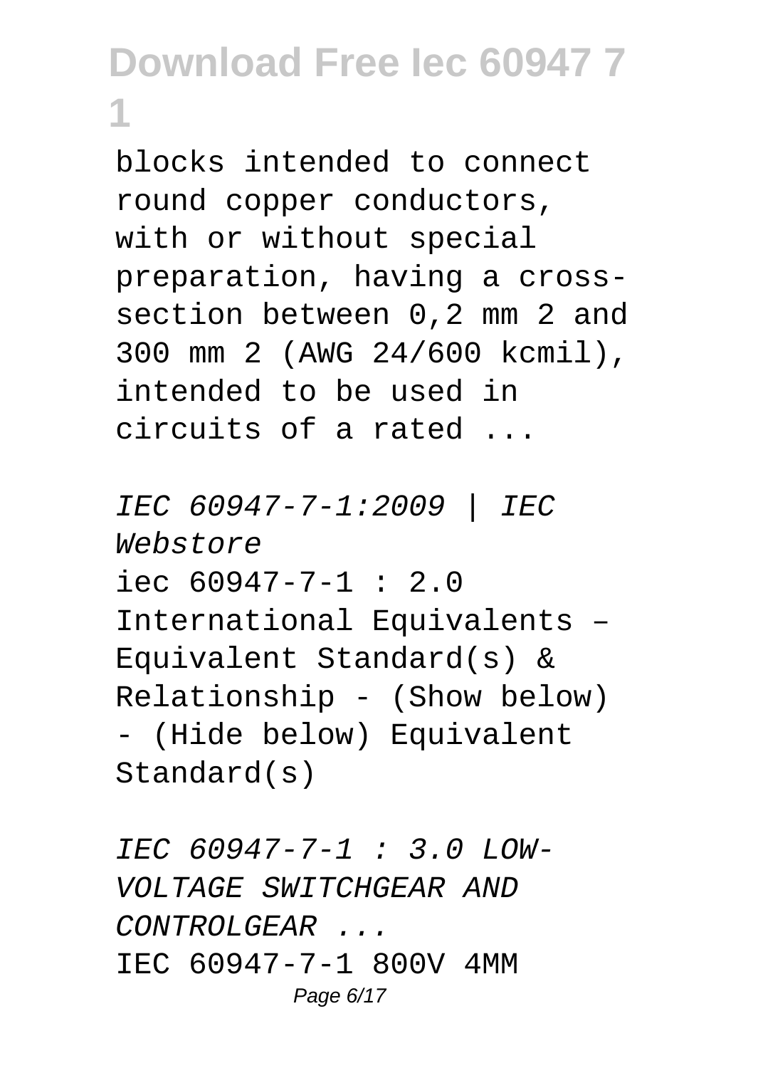blocks intended to connect round copper conductors, with or without special preparation, having a cross-section between 0,2 mm 2 and 300 mm 2 (AWG 24/600 kcmil), intended to be used in circuits of a rated ...

*IEC 60947-7-1:2009 | IEC Webstore*

iec 60947-7-1 : 2.0 International Equivalents – Equivalent Standard(s) & Relationship - (Show below) - (Hide below) Equivalent Standard(s)

*IEC 60947-7-1 : 3.0 LOW-VOLTAGE SWITCHGEAR AND CONTROLGEAR ...*

IEC 60947-7-1 800V 4MM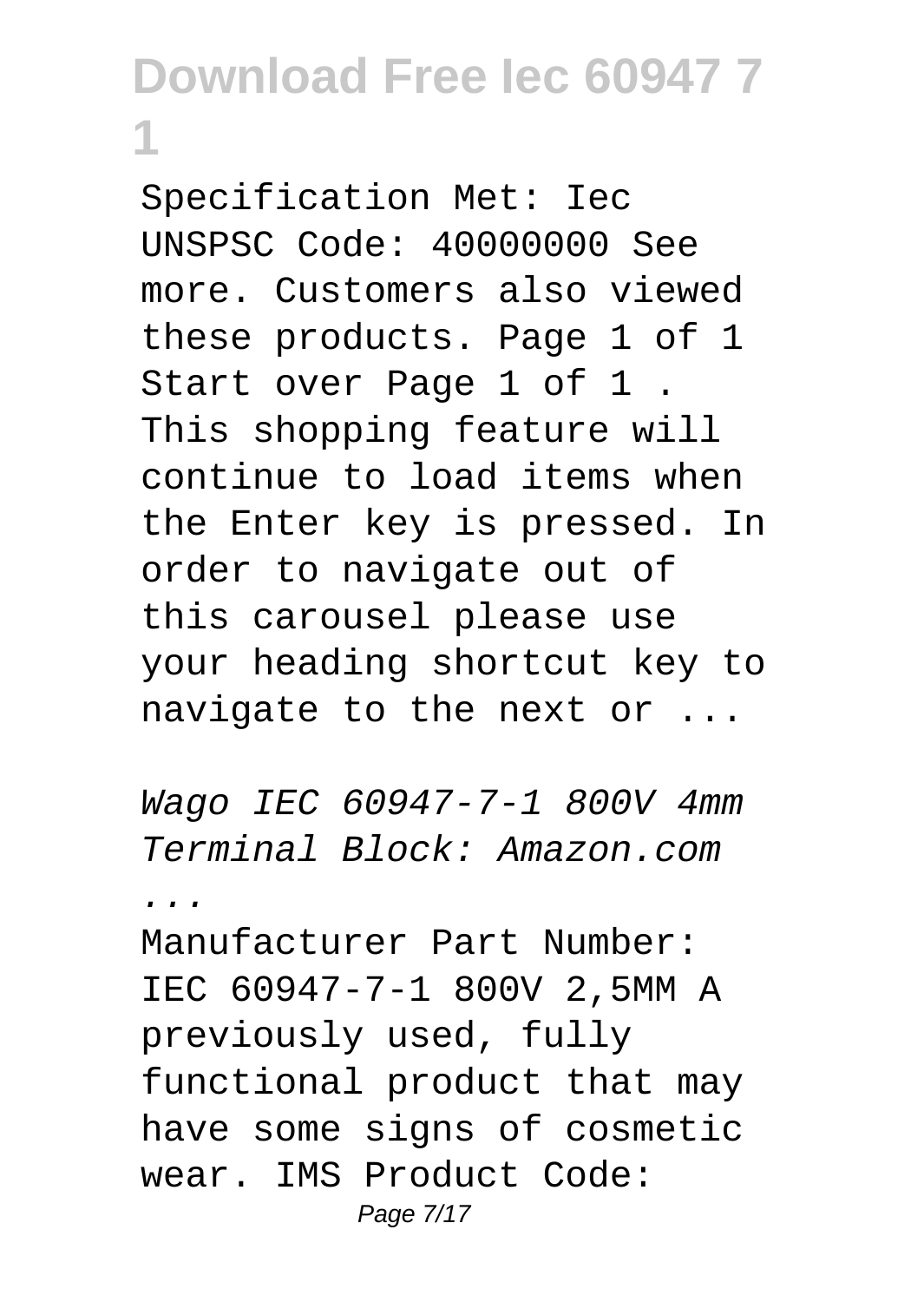Specification Met: Iec UNSPSC Code: 40000000 See more. Customers also viewed these products. Page 1 of 1 Start over Page 1 of 1 . This shopping feature will continue to load items when the Enter key is pressed. In order to navigate out of this carousel please use your heading shortcut key to navigate to the next or ...

*Wago IEC 60947-7-1 800V 4mm Terminal Block: Amazon.com ...*

Manufacturer Part Number: IEC 60947-7-1 800V 2,5MM A previously used, fully functional product that may have some signs of cosmetic wear. IMS Product Code: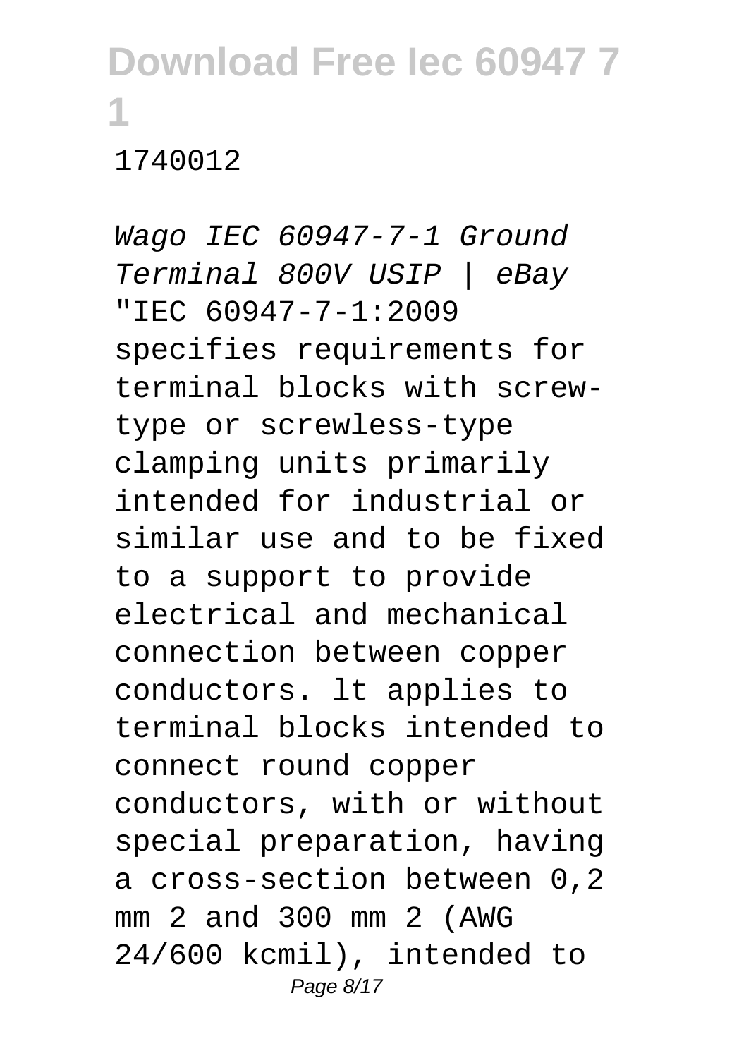1740012

*Wago IEC 60947-7-1 Ground Terminal 800V USIP | eBay*

"IEC 60947-7-1:2009 specifies requirements for terminal blocks with screw-type or screwless-type clamping units primarily intended for industrial or similar use and to be fixed to a support to provide electrical and mechanical connection between copper conductors. lt applies to terminal blocks intended to connect round copper conductors, with or without special preparation, having a cross-section between 0,2 mm 2 and 300 mm 2 (AWG 24/600 kcmil), intended to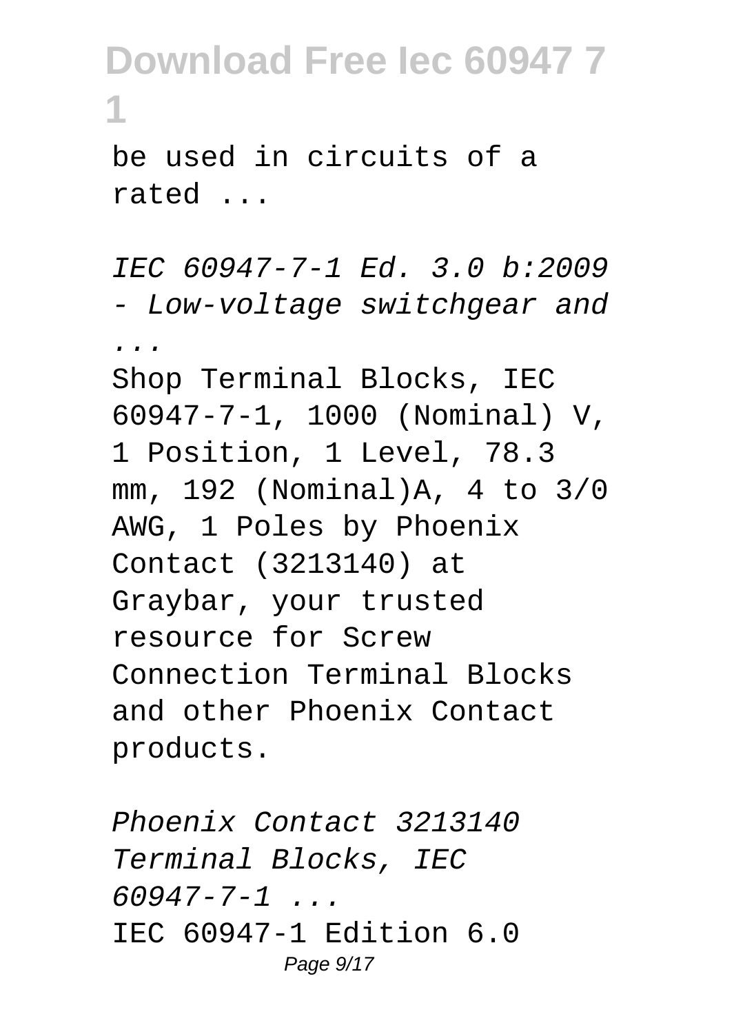be used in circuits of a rated ...

*IEC 60947-7-1 Ed. 3.0 b:2009 - Low-voltage switchgear and ...*

Shop Terminal Blocks, IEC 60947-7-1, 1000 (Nominal) V, 1 Position, 1 Level, 78.3 mm, 192 (Nominal)A, 4 to 3/0 AWG, 1 Poles by Phoenix Contact (3213140) at Graybar, your trusted resource for Screw Connection Terminal Blocks and other Phoenix Contact products.

*Phoenix Contact 3213140 Terminal Blocks, IEC 60947-7-1 ...*

IEC 60947-1 Edition 6.0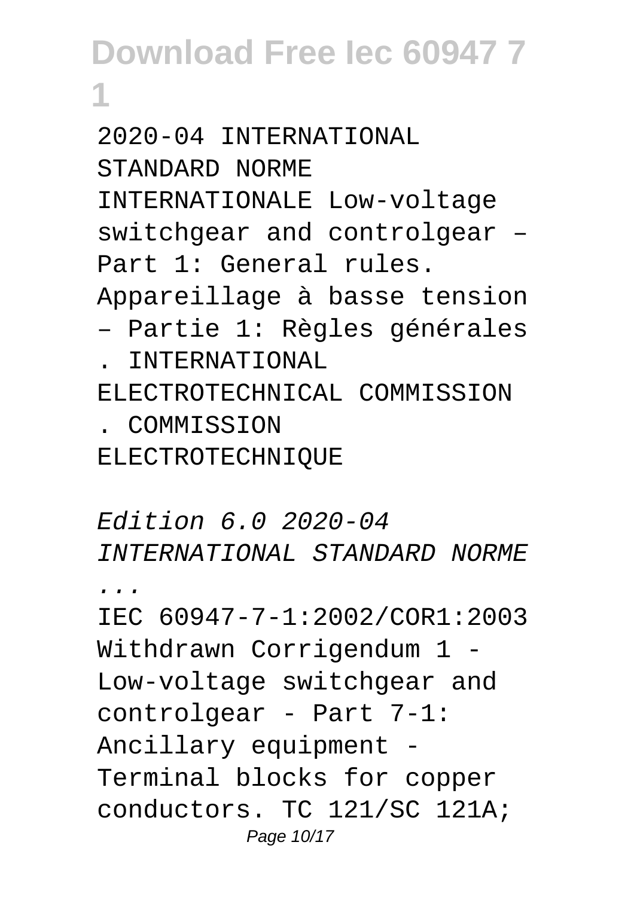2020-04 INTERNATIONAL STANDARD NORME INTERNATIONALE Low-voltage switchgear and controlgear – Part 1: General rules. Appareillage à basse tension – Partie 1: Règles générales . INTERNATIONAL ELECTROTECHNICAL COMMISSION . COMMISSION ELECTROTECHNIQUE

*Edition 6.0 2020-04 INTERNATIONAL STANDARD NORME ...*

IEC 60947-7-1:2002/COR1:2003 Withdrawn Corrigendum 1 - Low-voltage switchgear and controlgear - Part 7-1: Ancillary equipment - Terminal blocks for copper conductors. TC 121/SC 121A;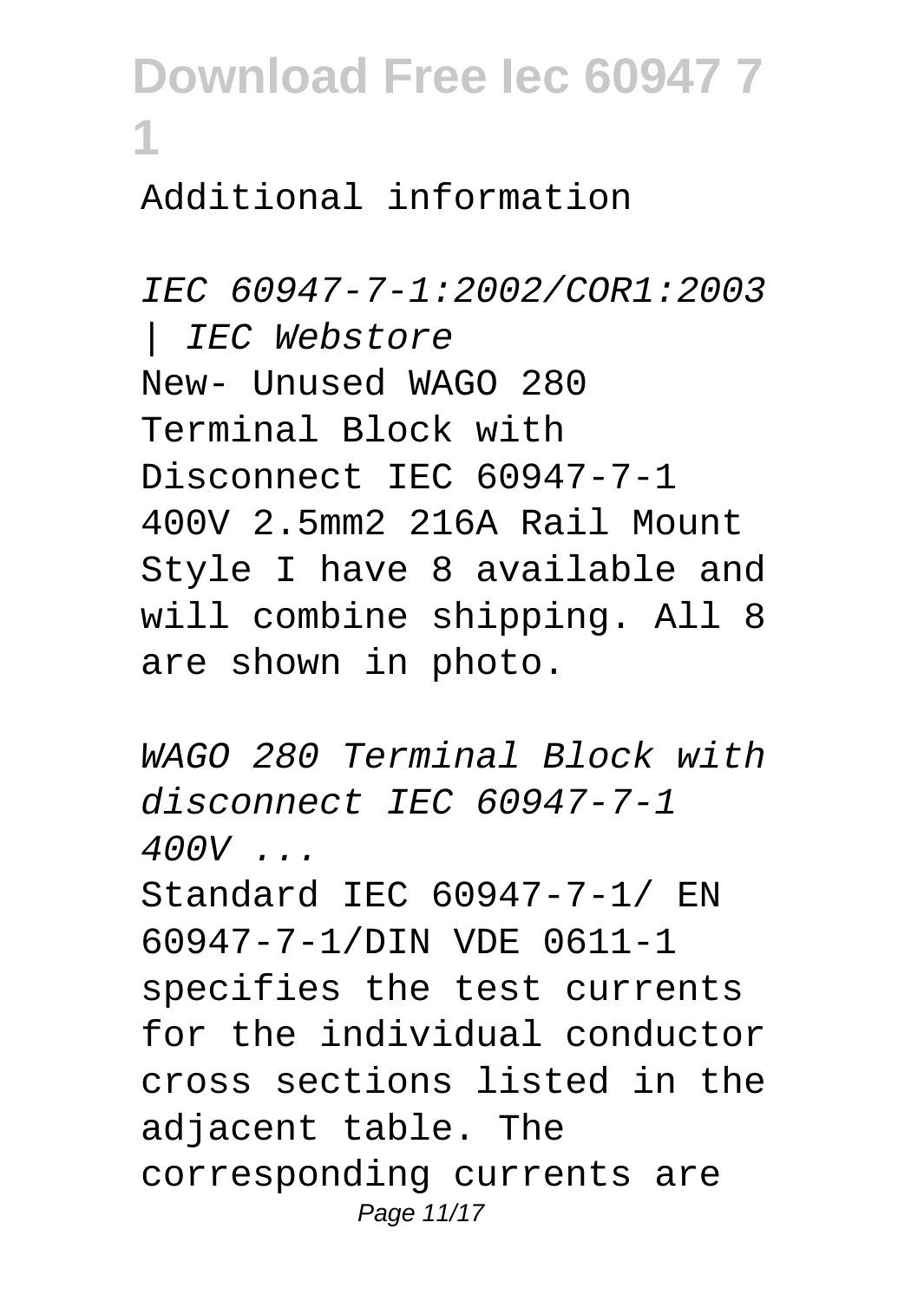Additional information

*IEC 60947-7-1:2002/COR1:2003 | IEC Webstore*

New- Unused WAGO 280 Terminal Block with Disconnect IEC 60947-7-1 400V 2.5mm2 216A Rail Mount Style I have 8 available and will combine shipping. All 8 are shown in photo.

*WAGO 280 Terminal Block with disconnect IEC 60947-7-1 400V ...*

Standard IEC 60947-7-1/ EN 60947-7-1/DIN VDE 0611-1 specifies the test currents for the individual conductor cross sections listed in the adjacent table. The corresponding currents are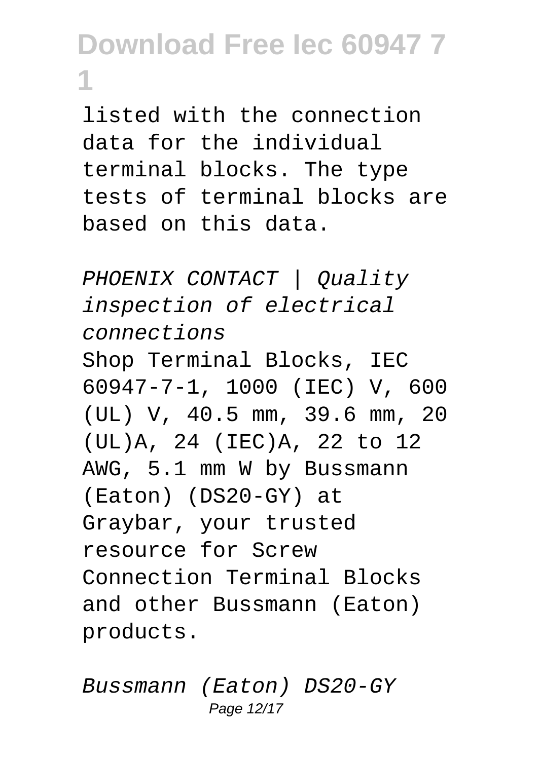listed with the connection data for the individual terminal blocks. The type tests of terminal blocks are based on this data.

*PHOENIX CONTACT | Quality inspection of electrical connections*

Shop Terminal Blocks, IEC 60947-7-1, 1000 (IEC) V, 600 (UL) V, 40.5 mm, 39.6 mm, 20 (UL)A, 24 (IEC)A, 22 to 12 AWG, 5.1 mm W by Bussmann (Eaton) (DS20-GY) at Graybar, your trusted resource for Screw Connection Terminal Blocks and other Bussmann (Eaton) products.

*Bussmann (Eaton) DS20-GY*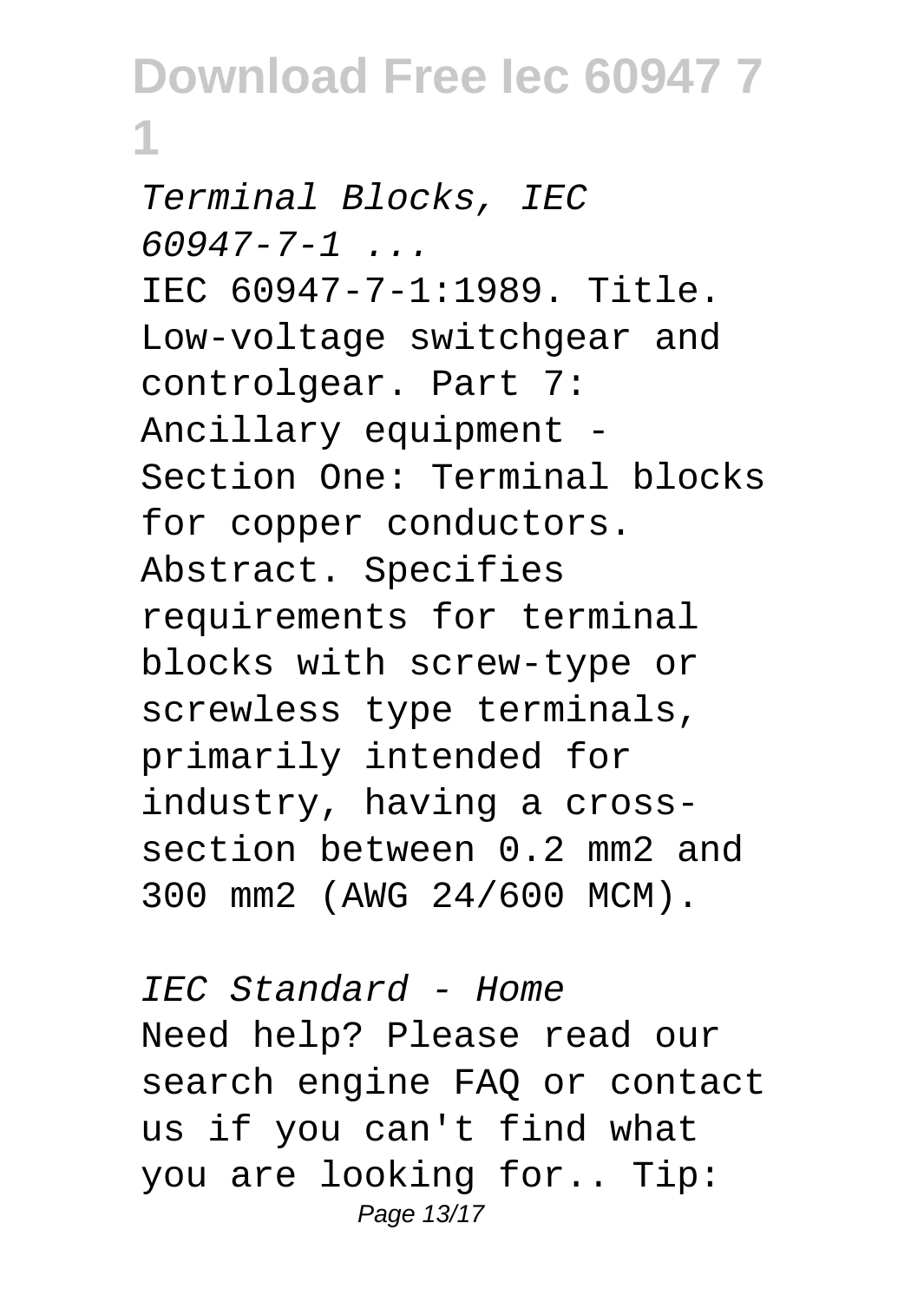*Terminal Blocks, IEC 60947-7-1 ...*

IEC 60947-7-1:1989. Title. Low-voltage switchgear and controlgear. Part 7: Ancillary equipment - Section One: Terminal blocks for copper conductors. Abstract. Specifies requirements for terminal blocks with screw-type or screwless type terminals, primarily intended for industry, having a cross-section between 0.2 mm2 and 300 mm2 (AWG 24/600 MCM).

*IEC Standard - Home*

Need help? Please read our search engine FAQ or contact us if you can't find what you are looking for.. Tip: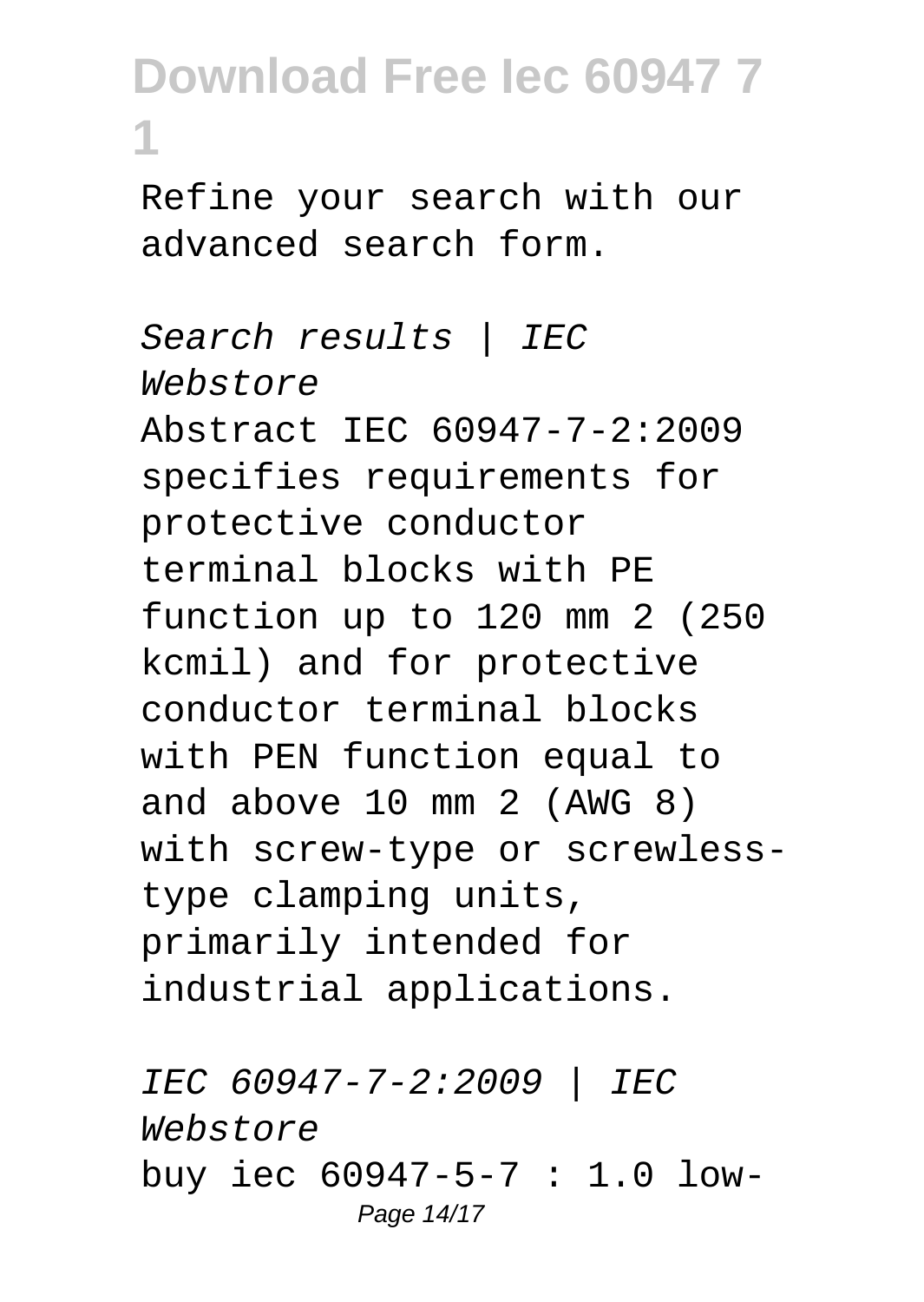Refine your search with our advanced search form.

*Search results | IEC Webstore*

Abstract IEC 60947-7-2:2009 specifies requirements for protective conductor terminal blocks with PE function up to 120 mm 2 (250 kcmil) and for protective conductor terminal blocks with PEN function equal to and above 10 mm 2 (AWG 8) with screw-type or screwless-type clamping units, primarily intended for industrial applications.

*IEC 60947-7-2:2009 | IEC Webstore*

buy iec 60947-5-7 : 1.0 low-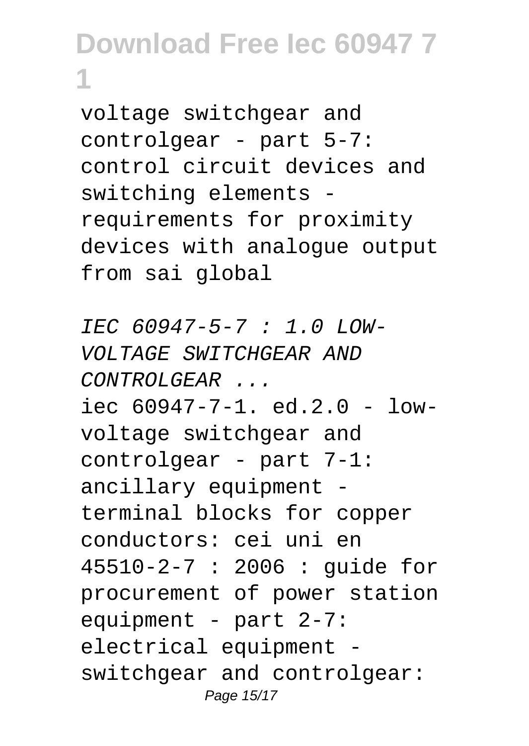voltage switchgear and controlgear - part 5-7: control circuit devices and switching elements - requirements for proximity devices with analogue output from sai global

*IEC 60947-5-7 : 1.0 LOW-VOLTAGE SWITCHGEAR AND CONTROLGEAR ...*

iec 60947-7-1. ed.2.0 - low-voltage switchgear and controlgear - part 7-1: ancillary equipment - terminal blocks for copper conductors: cei uni en 45510-2-7 : 2006 : guide for procurement of power station equipment - part 2-7: electrical equipment - switchgear and controlgear: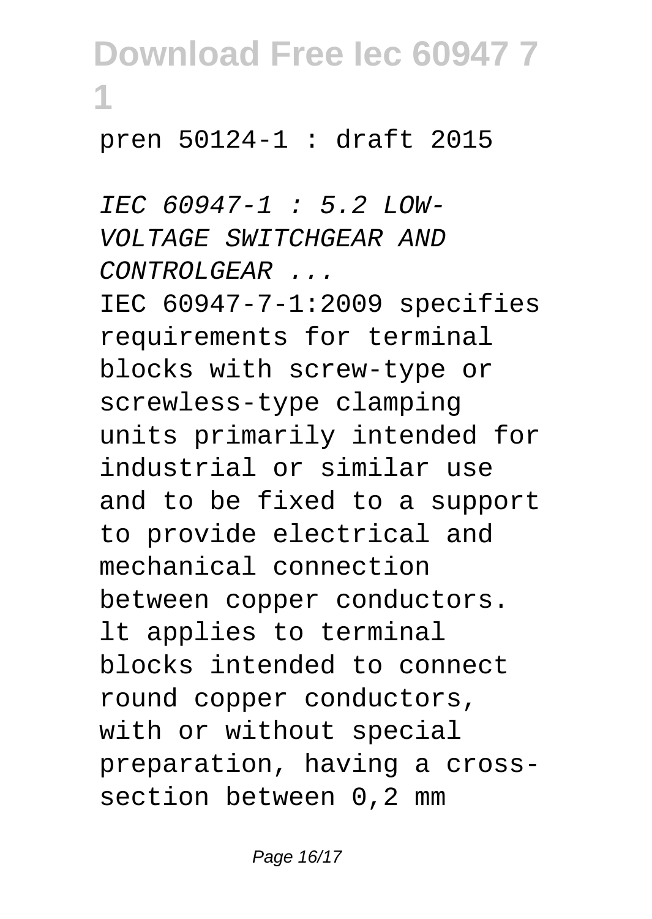pren 50124-1 : draft 2015

*IEC 60947-1 : 5.2 LOW-VOLTAGE SWITCHGEAR AND CONTROLGEAR ...*

IEC 60947-7-1:2009 specifies requirements for terminal blocks with screw-type or screwless-type clamping units primarily intended for industrial or similar use and to be fixed to a support to provide electrical and mechanical connection between copper conductors. lt applies to terminal blocks intended to connect round copper conductors, with or without special preparation, having a cross-section between 0,2 mm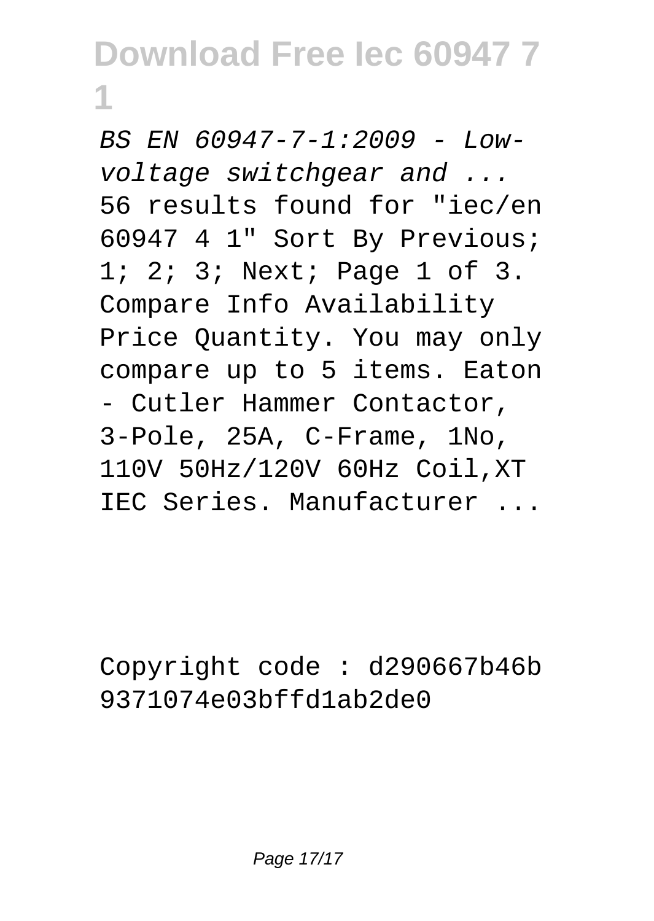*BS EN 60947-7-1:2009 - Low-voltage switchgear and ...*

56 results found for "iec/en 60947 4 1" Sort By Previous; 1; 2; 3; Next; Page 1 of 3. Compare Info Availability Price Quantity. You may only compare up to 5 items. Eaton - Cutler Hammer Contactor, 3-Pole, 25A, C-Frame, 1No, 110V 50Hz/120V 60Hz Coil,XT IEC Series. Manufacturer ...

Copyright code : d290667b46b9371074e03bffd1ab2de0